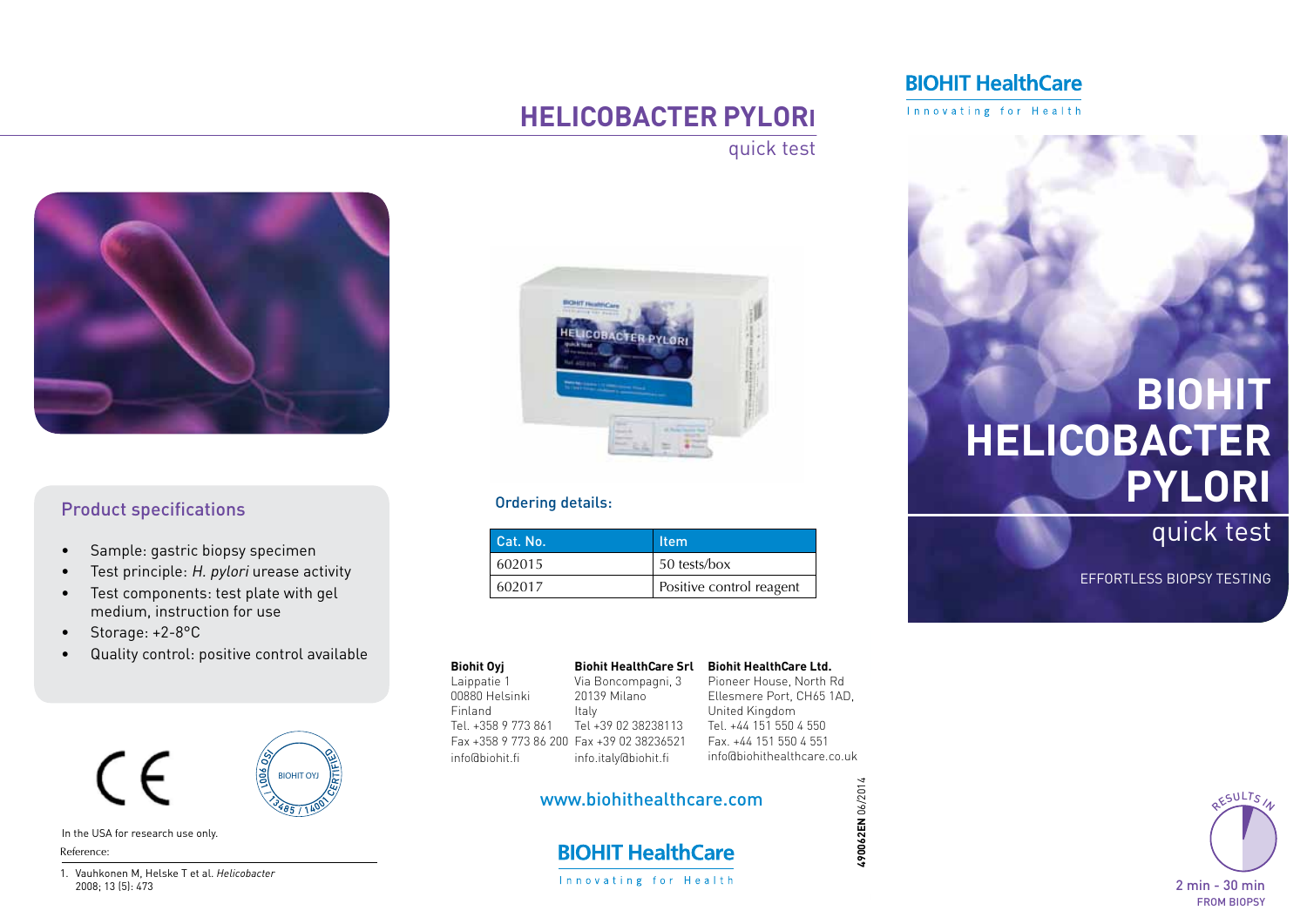# HELICOBACTER PYLORI

quick test

## Product specifications

- Sample: gastric biopsy specimen
- Test principle: *H. pylori* urease activity
- Test components: test plate with gel medium, instruction for use
- Storage: +2-8°C
- Quality control: positive control available

CE

BIOHIT OYJ ISO 9001 / 13485 / 14001 CERTIFIED

In the USA for research use only.

Reference:

1. Vauhkonen M, Helske T et al. *Helicobacter* 2008; 13 (5): 473

## Ordering details:

| Cat. No. | Item |
|---|---|
| 602015 | 50 tests/box |
| 602017 | Positive control reagent |

**Biohit Oyj**
Laippatie 1
00880 Helsinki
Finland
Tel. +358 9 773 861
Fax +358 9 773 86 200
info@biohit.fi

**Biohit HealthCare Srl**
Via Boncompagni, 3
20139 Milano
Italy
Tel +39 02 38238113
Fax +39 02 38236521
info.italy@biohit.fi

**Biohit HealthCare Ltd.**
Pioneer House, North Rd
Ellesmere Port, CH65 1AD,
United Kingdom
Tel. +44 151 550 4 550
Fax. +44 151 550 4 551
info@biohithealthcare.co.uk

www.biohithealthcare.com

BIOHIT HealthCare
Innovating for Health

**490062EN** 06/2014

BIOHIT HealthCare
Innovating for Health

# BIOHIT HELICOBACTER PYLORI

quick test

EFFORTLESS BIOPSY TESTING

RESULTS IN
2 min - 30 min
FROM BIOPSY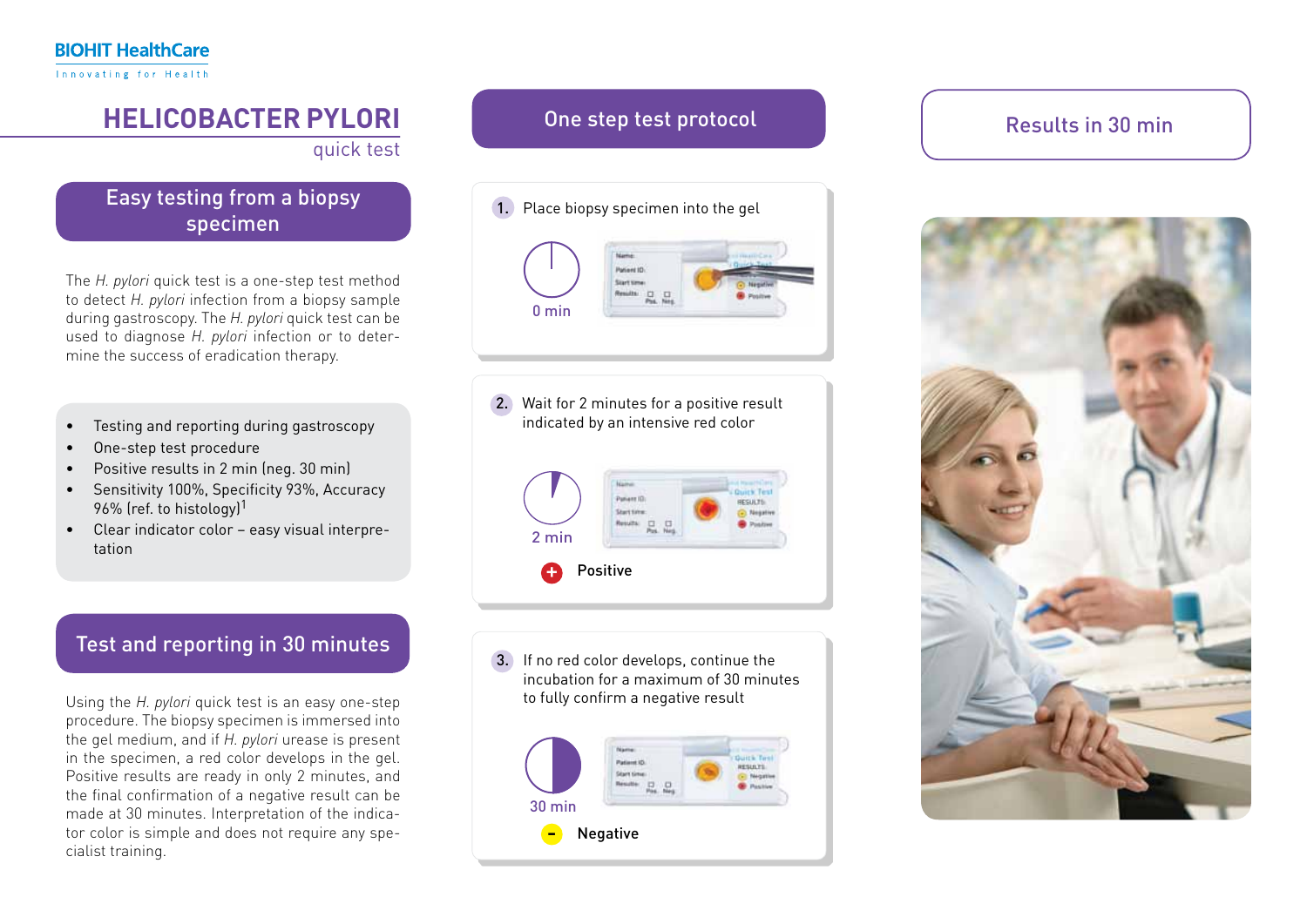BIOHIT HealthCare

Innovating for Health

# HELICOBACTER PYLORI

quick test

## Easy testing from a biopsy specimen

The *H. pylori* quick test is a one-step test method to detect *H. pylori* infection from a biopsy sample during gastroscopy. The *H. pylori* quick test can be used to diagnose *H. pylori* infection or to determine the success of eradication therapy.

- Testing and reporting during gastroscopy
- One-step test procedure
- Positive results in 2 min (neg. 30 min)
- Sensitivity 100%, Specificity 93%, Accuracy 96% (ref. to histology)[1]
- Clear indicator color – easy visual interpretation

## Test and reporting in 30 minutes

Using the *H. pylori* quick test is an easy one-step procedure. The biopsy specimen is immersed into the gel medium, and if *H. pylori* urease is present in the specimen, a red color develops in the gel. Positive results are ready in only 2 minutes, and the final confirmation of a negative result can be made at 30 minutes. Interpretation of the indicator color is simple and does not require any specialist training.

## One step test protocol

1. Place biopsy specimen into the gel

0 min

2. Wait for 2 minutes for a positive result indicated by an intensive red color

2 min

Positive

3. If no red color develops, continue the incubation for a maximum of 30 minutes to fully confirm a negative result

30 min

Negative

## Results in 30 min